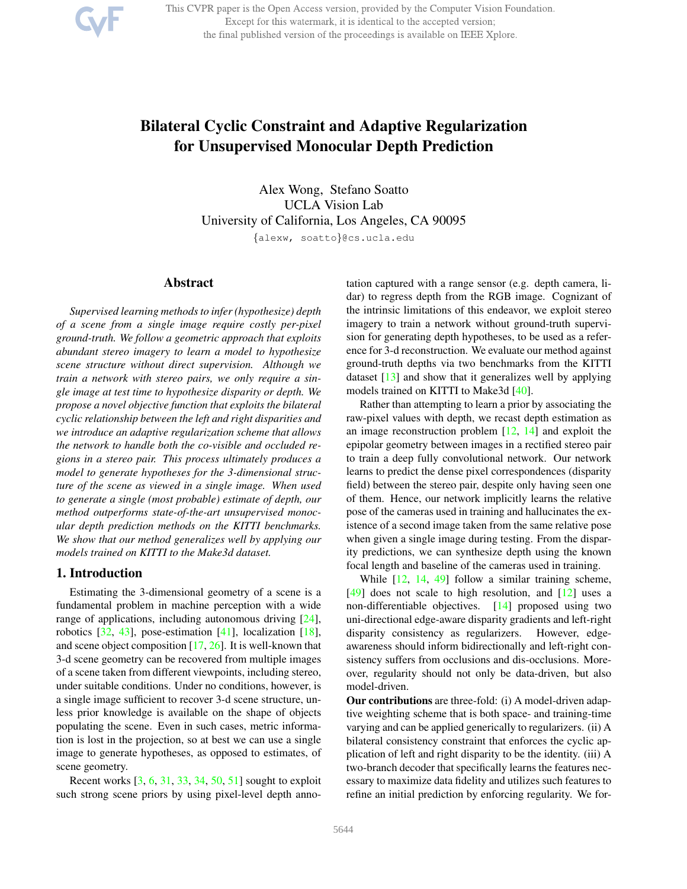# Bilateral Cyclic Constraint and Adaptive Regularization for Unsupervised Monocular Depth Prediction

Alex Wong, Stefano Soatto
UCLA Vision Lab
University of California, Los Angeles, CA 90095
{alexw, soatto}@cs.ucla.edu

## Abstract

*Supervised learning methods to infer (hypothesize) depth of a scene from a single image require costly per-pixel ground-truth. We follow a geometric approach that exploits abundant stereo imagery to learn a model to hypothesize scene structure without direct supervision. Although we train a network with stereo pairs, we only require a single image at test time to hypothesize disparity or depth. We propose a novel objective function that exploits the bilateral cyclic relationship between the left and right disparities and we introduce an adaptive regularization scheme that allows the network to handle both the co-visible and occluded regions in a stereo pair. This process ultimately produces a model to generate hypotheses for the 3-dimensional structure of the scene as viewed in a single image. When used to generate a single (most probable) estimate of depth, our method outperforms state-of-the-art unsupervised monocular depth prediction methods on the KITTI benchmarks. We show that our method generalizes well by applying our models trained on KITTI to the Make3d dataset.*

## 1. Introduction

Estimating the 3-dimensional geometry of a scene is a fundamental problem in machine perception with a wide range of applications, including autonomous driving [24], robotics [32, 43], pose-estimation [41], localization [18], and scene object composition [17, 26]. It is well-known that 3-d scene geometry can be recovered from multiple images of a scene taken from different viewpoints, including stereo, under suitable conditions. Under no conditions, however, is a single image sufficient to recover 3-d scene structure, unless prior knowledge is available on the shape of objects populating the scene. Even in such cases, metric information is lost in the projection, so at best we can use a single image to generate hypotheses, as opposed to estimates, of scene geometry.

Recent works [3, 6, 31, 33, 34, 50, 51] sought to exploit such strong scene priors by using pixel-level depth annotation captured with a range sensor (e.g. depth camera, lidar) to regress depth from the RGB image. Cognizant of the intrinsic limitations of this endeavor, we exploit stereo imagery to train a network without ground-truth supervision for generating depth hypotheses, to be used as a reference for 3-d reconstruction. We evaluate our method against ground-truth depths via two benchmarks from the KITTI dataset [13] and show that it generalizes well by applying models trained on KITTI to Make3d [40].

Rather than attempting to learn a prior by associating the raw-pixel values with depth, we recast depth estimation as an image reconstruction problem [12, 14] and exploit the epipolar geometry between images in a rectified stereo pair to train a deep fully convolutional network. Our network learns to predict the dense pixel correspondences (disparity field) between the stereo pair, despite only having seen one of them. Hence, our network implicitly learns the relative pose of the cameras used in training and hallucinates the existence of a second image taken from the same relative pose when given a single image during testing. From the disparity predictions, we can synthesize depth using the known focal length and baseline of the cameras used in training.

While [12, 14, 49] follow a similar training scheme, [49] does not scale to high resolution, and [12] uses a non-differentiable objectives. [14] proposed using two uni-directional edge-aware disparity gradients and left-right disparity consistency as regularizers. However, edge-awareness should inform bidirectionally and left-right consistency suffers from occlusions and dis-occlusions. Moreover, regularity should not only be data-driven, but also model-driven.

**Our contributions** are three-fold: (i) A model-driven adaptive weighting scheme that is both space- and training-time varying and can be applied generically to regularizers. (ii) A bilateral consistency constraint that enforces the cyclic application of left and right disparity to be the identity. (iii) A two-branch decoder that specifically learns the features necessary to maximize data fidelity and utilizes such features to refine an initial prediction by enforcing regularity. We for-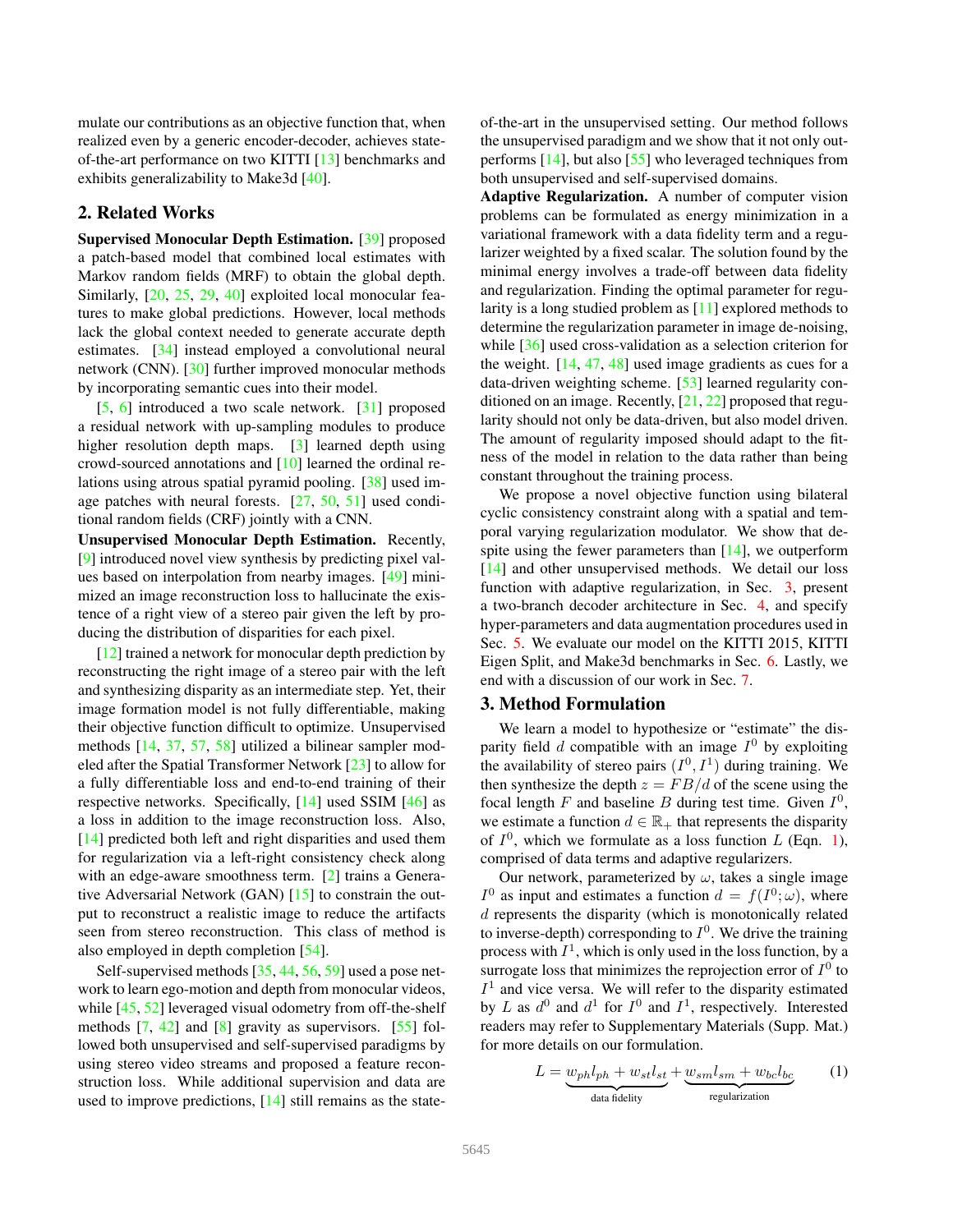mulate our contributions as an objective function that, when realized even by a generic encoder-decoder, achieves state-of-the-art performance on two KITTI [13] benchmarks and exhibits generalizability to Make3d [40].

## 2. Related Works

**Supervised Monocular Depth Estimation.** [39] proposed a patch-based model that combined local estimates with Markov random fields (MRF) to obtain the global depth. Similarly, [20, 25, 29, 40] exploited local monocular features to make global predictions. However, local methods lack the global context needed to generate accurate depth estimates. [34] instead employed a convolutional neural network (CNN). [30] further improved monocular methods by incorporating semantic cues into their model.

[5, 6] introduced a two scale network. [31] proposed a residual network with up-sampling modules to produce higher resolution depth maps. [3] learned depth using crowd-sourced annotations and [10] learned the ordinal relations using atrous spatial pyramid pooling. [38] used image patches with neural forests. [27, 50, 51] used conditional random fields (CRF) jointly with a CNN.

**Unsupervised Monocular Depth Estimation.** Recently, [9] introduced novel view synthesis by predicting pixel values based on interpolation from nearby images. [49] minimized an image reconstruction loss to hallucinate the existence of a right view of a stereo pair given the left by producing the distribution of disparities for each pixel.

[12] trained a network for monocular depth prediction by reconstructing the right image of a stereo pair with the left and synthesizing disparity as an intermediate step. Yet, their image formation model is not fully differentiable, making their objective function difficult to optimize. Unsupervised methods [14, 37, 57, 58] utilized a bilinear sampler modeled after the Spatial Transformer Network [23] to allow for a fully differentiable loss and end-to-end training of their respective networks. Specifically, [14] used SSIM [46] as a loss in addition to the image reconstruction loss. Also, [14] predicted both left and right disparities and used them for regularization via a left-right consistency check along with an edge-aware smoothness term. [2] trains a Generative Adversarial Network (GAN) [15] to constrain the output to reconstruct a realistic image to reduce the artifacts seen from stereo reconstruction. This class of method is also employed in depth completion [54].

Self-supervised methods [35, 44, 56, 59] used a pose network to learn ego-motion and depth from monocular videos, while [45, 52] leveraged visual odometry from off-the-shelf methods [7, 42] and [8] gravity as supervisors. [55] followed both unsupervised and self-supervised paradigms by using stereo video streams and proposed a feature reconstruction loss. While additional supervision and data are used to improve predictions, [14] still remains as the state-of-the-art in the unsupervised setting. Our method follows the unsupervised paradigm and we show that it not only outperforms [14], but also [55] who leveraged techniques from both unsupervised and self-supervised domains.

**Adaptive Regularization.** A number of computer vision problems can be formulated as energy minimization in a variational framework with a data fidelity term and a regularizer weighted by a fixed scalar. The solution found by the minimal energy involves a trade-off between data fidelity and regularization. Finding the optimal parameter for regularity is a long studied problem as [11] explored methods to determine the regularization parameter in image de-noising, while [36] used cross-validation as a selection criterion for the weight. [14, 47, 48] used image gradients as cues for a data-driven weighting scheme. [53] learned regularity conditioned on an image. Recently, [21, 22] proposed that regularity should not only be data-driven, but also model driven. The amount of regularity imposed should adapt to the fitness of the model in relation to the data rather than being constant throughout the training process.

We propose a novel objective function using bilateral cyclic consistency constraint along with a spatial and temporal varying regularization modulator. We show that despite using the fewer parameters than [14], we outperform [14] and other unsupervised methods. We detail our loss function with adaptive regularization, in Sec. 3, present a two-branch decoder architecture in Sec. 4, and specify hyper-parameters and data augmentation procedures used in Sec. 5. We evaluate our model on the KITTI 2015, KITTI Eigen Split, and Make3d benchmarks in Sec. 6. Lastly, we end with a discussion of our work in Sec. 7.

## 3. Method Formulation

We learn a model to hypothesize or "estimate" the disparity field $d$ compatible with an image $I^0$ by exploiting the availability of stereo pairs $(I^0, I^1)$ during training. We then synthesize the depth $z = FB/d$ of the scene using the focal length $F$ and baseline $B$ during test time. Given $I^0$, we estimate a function $d \in \mathbb{R}_+$ that represents the disparity of $I^0$, which we formulate as a loss function $L$ (Eqn. 1), comprised of data terms and adaptive regularizers.

Our network, parameterized by $\omega$, takes a single image $I^0$ as input and estimates a function $d = f(I^0; \omega)$, where $d$ represents the disparity (which is monotonically related to inverse-depth) corresponding to $I^0$. We drive the training process with $I^1$, which is only used in the loss function, by a surrogate loss that minimizes the reprojection error of $I^0$ to $I^1$ and vice versa. We will refer to the disparity estimated by $L$ as $d^0$ and $d^1$ for $I^0$ and $I^1$, respectively. Interested readers may refer to Supplementary Materials (Supp. Mat.) for more details on our formulation.

$$L = \underbrace{w_{ph}l_{ph} + w_{st}l_{st}}_{\text{data fidelity}} + \underbrace{w_{sm}l_{sm} + w_{bc}l_{bc}}_{\text{regularization}} \tag{1}$$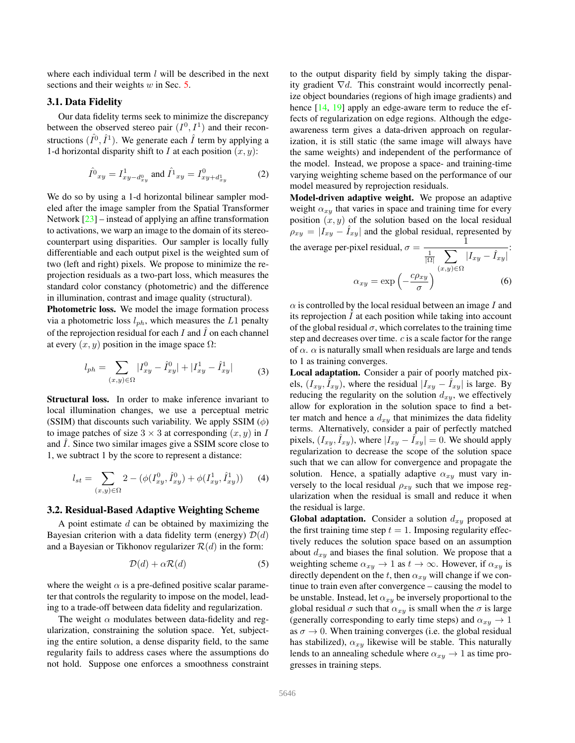where each individual term $l$ will be described in the next sections and their weights $w$ in Sec. 5.

### 3.1. Data Fidelity

Our data fidelity terms seek to minimize the discrepancy between the observed stereo pair $(I^0, I^1)$ and their reconstructions $(\hat{I}^0, \hat{I}^1)$. We generate each $\hat{I}$ term by applying a 1-d horizontal disparity shift to $I$ at each position $(x, y)$:

$$\hat{I}^0{}_{xy} = I^1_{xy-d^0_{xy}} \text{ and } \hat{I}^1{}_{xy} = I^0_{xy+d^1_{xy}} \tag{2}$$

We do so by using a 1-d horizontal bilinear sampler modeled after the image sampler from the Spatial Transformer Network [23] – instead of applying an affine transformation to activations, we warp an image to the domain of its stereo-counterpart using disparities. Our sampler is locally fully differentiable and each output pixel is the weighted sum of two (left and right) pixels. We propose to minimize the reprojection residuals as a two-part loss, which measures the standard color constancy (photometric) and the difference in illumination, contrast and image quality (structural).

**Photometric loss.** We model the image formation process via a photometric loss $l_{ph}$, which measures the $L1$ penalty of the reprojection residual for each $I$ and $\hat{I}$ on each channel at every $(x, y)$ position in the image space $\Omega$:

$$l_{ph} = \sum_{(x,y)\in\Omega} |I^0_{xy} - \hat{I}^0_{xy}| + |I^1_{xy} - \hat{I}^1_{xy}| \tag{3}$$

**Structural loss.** In order to make inference invariant to local illumination changes, we use a perceptual metric (SSIM) that discounts such variability. We apply SSIM ($\phi$) to image patches of size $3 \times 3$ at corresponding $(x, y)$ in $I$ and $\hat{I}$. Since two similar images give a SSIM score close to 1, we subtract 1 by the score to represent a distance:

$$l_{st} = \sum_{(x,y)\in\Omega} 2 - (\phi(I^0_{xy}, \hat{I}^0_{xy}) + \phi(I^1_{xy}, \hat{I}^1_{xy})) \tag{4}$$

### 3.2. Residual-Based Adaptive Weighting Scheme

A point estimate $d$ can be obtained by maximizing the Bayesian criterion with a data fidelity term (energy) $\mathcal{D}(d)$ and a Bayesian or Tikhonov regularizer $\mathcal{R}(d)$ in the form:

$$\mathcal{D}(d) + \alpha\mathcal{R}(d) \tag{5}$$

where the weight $\alpha$ is a pre-defined positive scalar parameter that controls the regularity to impose on the model, leading to a trade-off between data fidelity and regularization.

The weight $\alpha$ modulates between data-fidelity and regularization, constraining the solution space. Yet, subjecting the entire solution, a dense disparity field, to the same regularity fails to address cases where the assumptions do not hold. Suppose one enforces a smoothness constraint to the output disparity field by simply taking the disparity gradient $\nabla d$. This constraint would incorrectly penalize object boundaries (regions of high image gradients) and hence [14, 19] apply an edge-aware term to reduce the effects of regularization on edge regions. Although the edge-awareness term gives a data-driven approach on regularization, it is still static (the same image will always have the same weights) and independent of the performance of the model. Instead, we propose a space- and training-time varying weighting scheme based on the performance of our model measured by reprojection residuals.

**Model-driven adaptive weight.** We propose an adaptive weight $\alpha_{xy}$ that varies in space and training time for every position $(x, y)$ of the solution based on the local residual $\rho_{xy} = |I_{xy} - \hat{I}_{xy}|$ and the global residual, represented by the average per-pixel residual, $\sigma = \frac{1}{\frac{1}{|\Omega|}\sum_{(x,y)\in\Omega} |I_{xy} - \hat{I}_{xy}|}$:

$$\alpha_{xy} = \exp\left(-\frac{c\rho_{xy}}{\sigma}\right) \tag{6}$$

$\alpha$ is controlled by the local residual between an image $I$ and its reprojection $\hat{I}$ at each position while taking into account of the global residual $\sigma$, which correlates to the training time step and decreases over time. $c$ is a scale factor for the range of $\alpha$. $\alpha$ is naturally small when residuals are large and tends to 1 as training converges.

**Local adaptation.** Consider a pair of poorly matched pixels, $(I_{xy}, \hat{I}_{xy})$, where the residual $|I_{xy} - \hat{I}_{xy}|$ is large. By reducing the regularity on the solution $d_{xy}$, we effectively allow for exploration in the solution space to find a better match and hence a $d_{xy}$ that minimizes the data fidelity terms. Alternatively, consider a pair of perfectly matched pixels, $(I_{xy}, \hat{I}_{xy})$, where $|I_{xy} - \hat{I}_{xy}| = 0$. We should apply regularization to decrease the scope of the solution space such that we can allow for convergence and propagate the solution. Hence, a spatially adaptive $\alpha_{xy}$ must vary inversely to the local residual $\rho_{xy}$ such that we impose regularization when the residual is small and reduce it when the residual is large.

**Global adaptation.** Consider a solution $d_{xy}$ proposed at the first training time step $t = 1$. Imposing regularity effectively reduces the solution space based on an assumption about $d_{xy}$ and biases the final solution. We propose that a weighting scheme $\alpha_{xy} \to 1$ as $t \to \infty$. However, if $\alpha_{xy}$ is directly dependent on the $t$, then $\alpha_{xy}$ will change if we continue to train even after convergence – causing the model to be unstable. Instead, let $\alpha_{xy}$ be inversely proportional to the global residual $\sigma$ such that $\alpha_{xy}$ is small when the $\sigma$ is large (generally corresponding to early time steps) and $\alpha_{xy} \to 1$ as $\sigma \to 0$. When training converges (i.e. the global residual has stabilized), $\alpha_{xy}$ likewise will be stable. This naturally lends to an annealing schedule where $\alpha_{xy} \to 1$ as time progresses in training steps.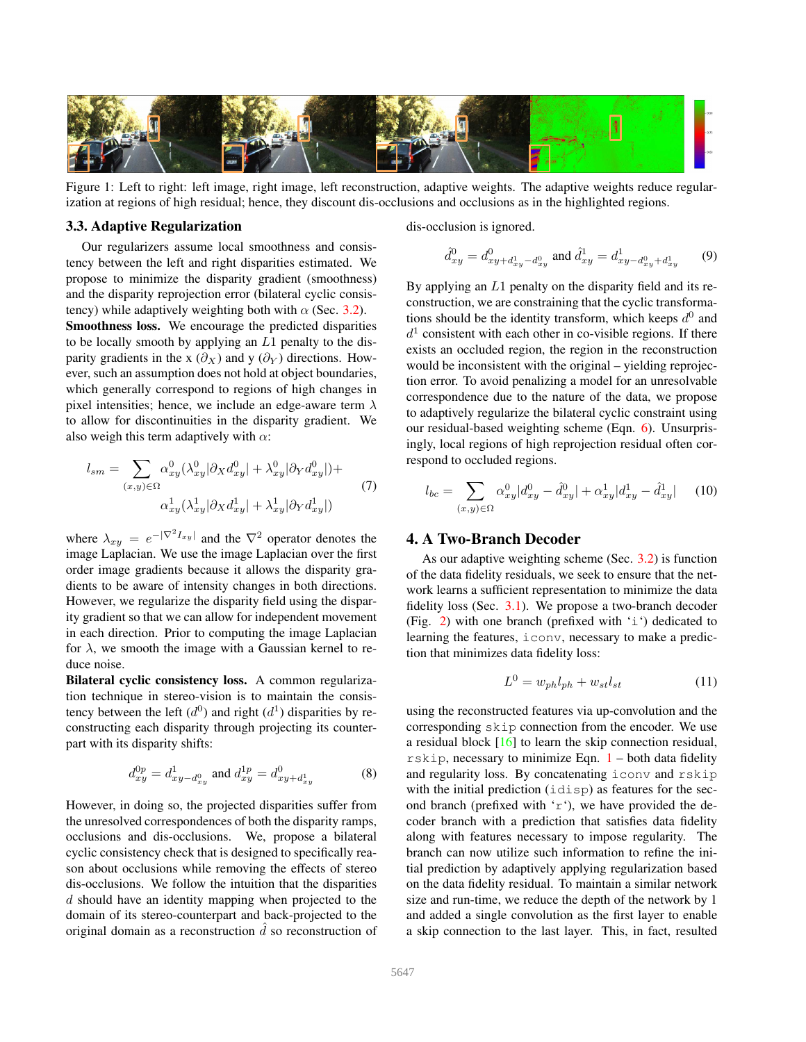Figure 1: Left to right: left image, right image, left reconstruction, adaptive weights. The adaptive weights reduce regularization at regions of high residual; hence, they discount dis-occlusions and occlusions as in the highlighted regions.

### 3.3. Adaptive Regularization

Our regularizers assume local smoothness and consistency between the left and right disparities estimated. We propose to minimize the disparity gradient (smoothness) and the disparity reprojection error (bilateral cyclic consistency) while adaptively weighting both with $\alpha$ (Sec. 3.2).

**Smoothness loss.** We encourage the predicted disparities to be locally smooth by applying an $L1$ penalty to the disparity gradients in the x ($\partial_X$) and y ($\partial_Y$) directions. However, such an assumption does not hold at object boundaries, which generally correspond to regions of high changes in pixel intensities; hence, we include an edge-aware term $\lambda$ to allow for discontinuities in the disparity gradient. We also weigh this term adaptively with $\alpha$:

$$l_{sm} = \sum_{(x,y)\in\Omega} \alpha^0_{xy}(\lambda^0_{xy}|\partial_X d^0_{xy}| + \lambda^0_{xy}|\partial_Y d^0_{xy}|) + \alpha^1_{xy}(\lambda^1_{xy}|\partial_X d^1_{xy}| + \lambda^1_{xy}|\partial_Y d^1_{xy}|) \tag{7}$$

where $\lambda_{xy} = e^{-|\nabla^2 I_{xy}|}$ and the $\nabla^2$ operator denotes the image Laplacian. We use the image Laplacian over the first order image gradients because it allows the disparity gradients to be aware of intensity changes in both directions. However, we regularize the disparity field using the disparity gradient so that we can allow for independent movement in each direction. Prior to computing the image Laplacian for $\lambda$, we smooth the image with a Gaussian kernel to reduce noise.

**Bilateral cyclic consistency loss.** A common regularization technique in stereo-vision is to maintain the consistency between the left ($d^0$) and right ($d^1$) disparities by reconstructing each disparity through projecting its counterpart with its disparity shifts:

$$d^{0p}_{xy} = d^1_{xy-d^0_{xy}} \text{ and } d^{1p}_{xy} = d^0_{xy+d^1_{xy}} \tag{8}$$

However, in doing so, the projected disparities suffer from the unresolved correspondences of both the disparity ramps, occlusions and dis-occlusions. We, propose a bilateral cyclic consistency check that is designed to specifically reason about occlusions while removing the effects of stereo dis-occlusions. We follow the intuition that the disparities $d$ should have an identity mapping when projected to the domain of its stereo-counterpart and back-projected to the original domain as a reconstruction $\hat{d}$ so reconstruction of dis-occlusion is ignored.

$$\hat{d}^0_{xy} = d^0_{xy+d^1_{xy}-d^0_{xy}} \text{ and } \hat{d}^1_{xy} = d^1_{xy-d^0_{xy}+d^1_{xy}} \tag{9}$$

By applying an $L1$ penalty on the disparity field and its reconstruction, we are constraining that the cyclic transformations should be the identity transform, which keeps $d^0$ and $d^1$ consistent with each other in co-visible regions. If there exists an occluded region, the region in the reconstruction would be inconsistent with the original – yielding reprojection error. To avoid penalizing a model for an unresolvable correspondence due to the nature of the data, we propose to adaptively regularize the bilateral cyclic constraint using our residual-based weighting scheme (Eqn. 6). Unsurprisingly, local regions of high reprojection residual often correspond to occluded regions.

$$l_{bc} = \sum_{(x,y)\in\Omega} \alpha^0_{xy}|d^0_{xy} - \hat{d}^0_{xy}| + \alpha^1_{xy}|d^1_{xy} - \hat{d}^1_{xy}| \tag{10}$$

## 4. A Two-Branch Decoder

As our adaptive weighting scheme (Sec. 3.2) is function of the data fidelity residuals, we seek to ensure that the network learns a sufficient representation to minimize the data fidelity loss (Sec. 3.1). We propose a two-branch decoder (Fig. 2) with one branch (prefixed with '`i`') dedicated to learning the features, `iconv`, necessary to make a prediction that minimizes data fidelity loss:

$$L^0 = w_{ph}l_{ph} + w_{st}l_{st} \tag{11}$$

using the reconstructed features via up-convolution and the corresponding `skip` connection from the encoder. We use a residual block [16] to learn the skip connection residual, `rskip`, necessary to minimize Eqn. 1 – both data fidelity and regularity loss. By concatenating `iconv` and `rskip` with the initial prediction (`idisp`) as features for the second branch (prefixed with '`r`'), we have provided the decoder branch with a prediction that satisfies data fidelity along with features necessary to impose regularity. The branch can now utilize such information to refine the initial prediction by adaptively applying regularization based on the data fidelity residual. To maintain a similar network size and run-time, we reduce the depth of the network by 1 and added a single convolution as the first layer to enable a skip connection to the last layer. This, in fact, resulted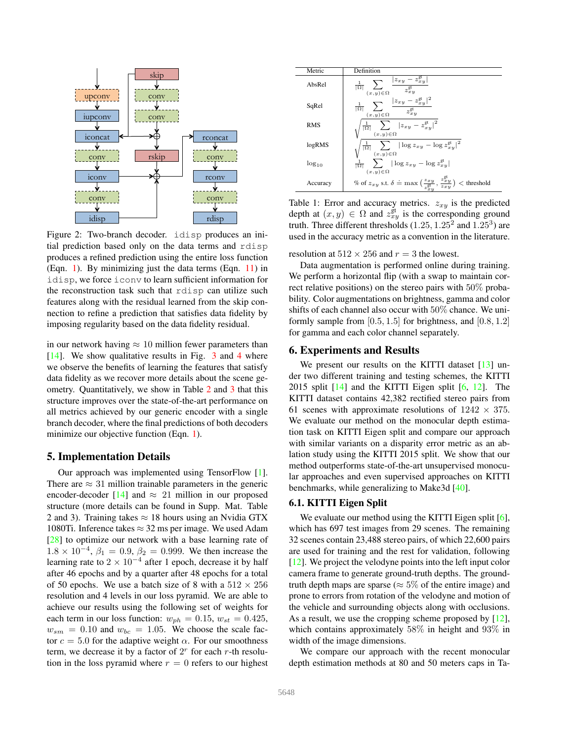Figure 2: Two-branch decoder. idisp produces an initial prediction based only on the data terms and rdisp produces a refined prediction using the entire loss function (Eqn. 1). By minimizing just the data terms (Eqn. 11) in idisp, we force iconv to learn sufficient information for the reconstruction task such that rdisp can utilize such features along with the residual learned from the skip connection to refine a prediction that satisfies data fidelity by imposing regularity based on the data fidelity residual.

in our network having $\approx 10$ million fewer parameters than [14]. We show qualitative results in Fig. 3 and 4 where we observe the benefits of learning the features that satisfy data fidelity as we recover more details about the scene geometry. Quantitatively, we show in Table 2 and 3 that this structure improves over the state-of-the-art performance on all metrics achieved by our generic encoder with a single branch decoder, where the final predictions of both decoders minimize our objective function (Eqn. 1).

## 5. Implementation Details

Our approach was implemented using TensorFlow [1]. There are $\approx 31$ million trainable parameters in the generic encoder-decoder [14] and $\approx 21$ million in our proposed structure (more details can be found in Supp. Mat. Table 2 and 3). Training takes $\approx 18$ hours using an Nvidia GTX 1080Ti. Inference takes $\approx 32$ ms per image. We used Adam [28] to optimize our network with a base learning rate of $1.8 \times 10^{-4}$, $\beta_1 = 0.9$, $\beta_2 = 0.999$. We then increase the learning rate to $2 \times 10^{-4}$ after 1 epoch, decrease it by half after 46 epochs and by a quarter after 48 epochs for a total of 50 epochs. We use a batch size of 8 with a $512 \times 256$ resolution and 4 levels in our loss pyramid. We are able to achieve our results using the following set of weights for each term in our loss function: $w_{ph} = 0.15$, $w_{st} = 0.425$, $w_{sm} = 0.10$ and $w_{bc} = 1.05$. We choose the scale factor $c = 5.0$ for the adaptive weight $\alpha$. For our smoothness term, we decrease it by a factor of $2^r$ for each $r$-th resolution in the loss pyramid where $r = 0$ refers to our highest resolution at $512 \times 256$ and $r = 3$ the lowest.

| Metric | Definition |
|---|---|
| AbsRel | $\frac{1}{\lvert\Omega\rvert} \sum_{(x,y)\in\Omega} \frac{\lvert z_{xy} - z^{\text{gt}}_{xy}\rvert}{z^{\text{gt}}_{xy}}$ |
| SqRel | $\frac{1}{\lvert\Omega\rvert} \sum_{(x,y)\in\Omega} \frac{\lvert z_{xy} - z^{\text{gt}}_{xy}\rvert^2}{z^{\text{gt}}_{xy}}$ |
| RMS | $\sqrt{\frac{1}{\lvert\Omega\rvert} \sum_{(x,y)\in\Omega} \lvert z_{xy} - z^{\text{gt}}_{xy}\rvert^2}$ |
| logRMS | $\sqrt{\frac{1}{\lvert\Omega\rvert} \sum_{(x,y)\in\Omega} \lvert \log z_{xy} - \log z^{\text{gt}}_{xy}\rvert^2}$ |
| $\log_{10}$ | $\frac{1}{\lvert\Omega\rvert} \sum_{(x,y)\in\Omega} \lvert \log z_{xy} - \log z^{\text{gt}}_{xy}\rvert$ |
| Accuracy | % of $z_{xy}$ s.t. $\delta \doteq \max\left(\frac{z_{xy}}{z^{\text{gt}}_{xy}}, \frac{z^{\text{gt}}_{xy}}{z_{xy}}\right) <$ threshold |

Table 1: Error and accuracy metrics. $z_{xy}$ is the predicted depth at $(x, y) \in \Omega$ and $z^{\text{gt}}_{xy}$ is the corresponding ground truth. Three different thresholds ($1.25$, $1.25^2$ and $1.25^3$) are used in the accuracy metric as a convention in the literature.

Data augmentation is performed online during training. We perform a horizontal flip (with a swap to maintain correct relative positions) on the stereo pairs with 50% probability. Color augmentations on brightness, gamma and color shifts of each channel also occur with 50% chance. We uniformly sample from $[0.5, 1.5]$ for brightness, and $[0.8, 1.2]$ for gamma and each color channel separately.

## 6. Experiments and Results

We present our results on the KITTI dataset [13] under two different training and testing schemes, the KITTI 2015 split [14] and the KITTI Eigen split [6, 12]. The KITTI dataset contains 42,382 rectified stereo pairs from 61 scenes with approximate resolutions of $1242 \times 375$. We evaluate our method on the monocular depth estimation task on KITTI Eigen split and compare our approach with similar variants on a disparity error metric as an ablation study using the KITTI 2015 split. We show that our method outperforms state-of-the-art unsupervised monocular approaches and even supervised approaches on KITTI benchmarks, while generalizing to Make3d [40].

### 6.1. KITTI Eigen Split

We evaluate our method using the KITTI Eigen split [6], which has 697 test images from 29 scenes. The remaining 32 scenes contain 23,488 stereo pairs, of which 22,600 pairs are used for training and the rest for validation, following [12]. We project the velodyne points into the left input color camera frame to generate ground-truth depths. The ground-truth depth maps are sparse ($\approx 5\%$ of the entire image) and prone to errors from rotation of the velodyne and motion of the vehicle and surrounding objects along with occlusions. As a result, we use the cropping scheme proposed by [12], which contains approximately 58% in height and 93% in width of the image dimensions.

We compare our approach with the recent monocular depth estimation methods at 80 and 50 meters caps in Ta-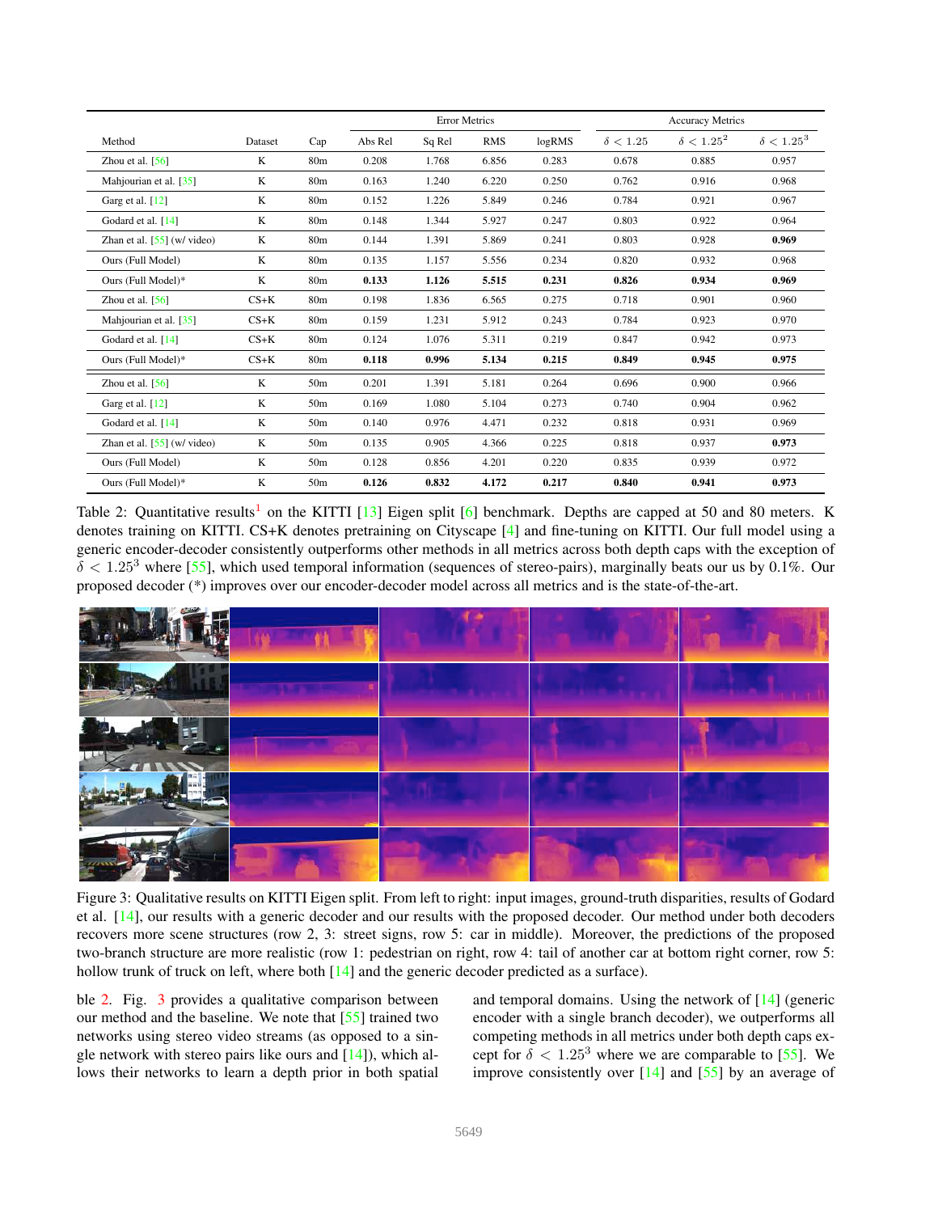| Method | Dataset | Cap | Error Metrics | | | | Accuracy Metrics | | |
|---|---|---|---|---|---|---|---|---|---|
| | | | Abs Rel | Sq Rel | RMS | logRMS | $\delta < 1.25$ | $\delta < 1.25^2$ | $\delta < 1.25^3$ |
| Zhou et al. [56] | K | 80m | 0.208 | 1.768 | 6.856 | 0.283 | 0.678 | 0.885 | 0.957 |
| Mahjourian et al. [35] | K | 80m | 0.163 | 1.240 | 6.220 | 0.250 | 0.762 | 0.916 | 0.968 |
| Garg et al. [12] | K | 80m | 0.152 | 1.226 | 5.849 | 0.246 | 0.784 | 0.921 | 0.967 |
| Godard et al. [14] | K | 80m | 0.148 | 1.344 | 5.927 | 0.247 | 0.803 | 0.922 | 0.964 |
| Zhan et al. [55] (w/ video) | K | 80m | 0.144 | 1.391 | 5.869 | 0.241 | 0.803 | 0.928 | **0.969** |
| Ours (Full Model) | K | 80m | 0.135 | 1.157 | 5.556 | 0.234 | 0.820 | 0.932 | 0.968 |
| Ours (Full Model)* | K | 80m | **0.133** | **1.126** | **5.515** | **0.231** | **0.826** | **0.934** | **0.969** |
| Zhou et al. [56] | CS+K | 80m | 0.198 | 1.836 | 6.565 | 0.275 | 0.718 | 0.901 | 0.960 |
| Mahjourian et al. [35] | CS+K | 80m | 0.159 | 1.231 | 5.912 | 0.243 | 0.784 | 0.923 | 0.970 |
| Godard et al. [14] | CS+K | 80m | 0.124 | 1.076 | 5.311 | 0.219 | 0.847 | 0.942 | 0.973 |
| Ours (Full Model)* | CS+K | 80m | **0.118** | **0.996** | **5.134** | **0.215** | **0.849** | **0.945** | **0.975** |
| Zhou et al. [56] | K | 50m | 0.201 | 1.391 | 5.181 | 0.264 | 0.696 | 0.900 | 0.966 |
| Garg et al. [12] | K | 50m | 0.169 | 1.080 | 5.104 | 0.273 | 0.740 | 0.904 | 0.962 |
| Godard et al. [14] | K | 50m | 0.140 | 0.976 | 4.471 | 0.232 | 0.818 | 0.931 | 0.969 |
| Zhan et al. [55] (w/ video) | K | 50m | 0.135 | 0.905 | 4.366 | 0.225 | 0.818 | 0.937 | **0.973** |
| Ours (Full Model) | K | 50m | 0.128 | 0.856 | 4.201 | 0.220 | 0.835 | 0.939 | 0.972 |
| Ours (Full Model)* | K | 50m | **0.126** | **0.832** | **4.172** | **0.217** | **0.840** | **0.941** | **0.973** |

Table 2: Quantitative results[1] on the KITTI [13] Eigen split [6] benchmark. Depths are capped at 50 and 80 meters. K denotes training on KITTI. CS+K denotes pretraining on Cityscape [4] and fine-tuning on KITTI. Our full model using a generic encoder-decoder consistently outperforms other methods in all metrics across both depth caps with the exception of $\delta < 1.25^3$ where [55], which used temporal information (sequences of stereo-pairs), marginally beats our us by 0.1%. Our proposed decoder (*) improves over our encoder-decoder model across all metrics and is the state-of-the-art.

Figure 3: Qualitative results on KITTI Eigen split. From left to right: input images, ground-truth disparities, results of Godard et al. [14], our results with a generic decoder and our results with the proposed decoder. Our method under both decoders recovers more scene structures (row 2, 3: street signs, row 5: car in middle). Moreover, the predictions of the proposed two-branch structure are more realistic (row 1: pedestrian on right, row 4: tail of another car at bottom right corner, row 5: hollow trunk of truck on left, where both [14] and the generic decoder predicted as a surface).

ble 2. Fig. 3 provides a qualitative comparison between our method and the baseline. We note that [55] trained two networks using stereo video streams (as opposed to a single network with stereo pairs like ours and [14]), which allows their networks to learn a depth prior in both spatial and temporal domains. Using the network of [14] (generic encoder with a single branch decoder), we outperform all competing methods in all metrics under both depth caps except for $\delta < 1.25^3$ where we are comparable to [55]. We improve consistently over [14] and [55] by an average of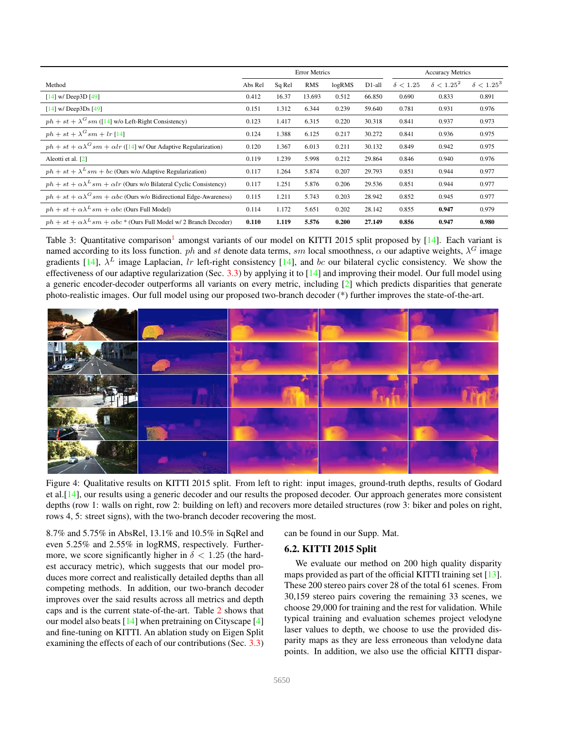| Method | Error Metrics | | | | | Accuracy Metrics | | |
|---|---|---|---|---|---|---|---|---|
| | Abs Rel | Sq Rel | RMS | logRMS | D1-all | $\delta < 1.25$ | $\delta < 1.25^2$ | $\delta < 1.25^3$ |
| [14] w/ Deep3D [49] | 0.412 | 16.37 | 13.693 | 0.512 | 66.850 | 0.690 | 0.833 | 0.891 |
| [14] w/ Deep3Ds [49] | 0.151 | 1.312 | 6.344 | 0.239 | 59.640 | 0.781 | 0.931 | 0.976 |
| $ph + st + \lambda^G sm$ ([14] w/o Left-Right Consistency) | 0.123 | 1.417 | 6.315 | 0.220 | 30.318 | 0.841 | 0.937 | 0.973 |
| $ph + st + \lambda^G sm + lr$ [14] | 0.124 | 1.388 | 6.125 | 0.217 | 30.272 | 0.841 | 0.936 | 0.975 |
| $ph + st + \alpha\lambda^G sm + \alpha lr$ ([14] w/ Our Adaptive Regularization) | 0.120 | 1.367 | 6.013 | 0.211 | 30.132 | 0.849 | 0.942 | 0.975 |
| Aleotti et al. [2] | 0.119 | 1.239 | 5.998 | 0.212 | 29.864 | 0.846 | 0.940 | 0.976 |
| $ph + st + \lambda^L sm + bc$ (Ours w/o Adaptive Regularization) | 0.117 | 1.264 | 5.874 | 0.207 | 29.793 | 0.851 | 0.944 | 0.977 |
| $ph + st + \alpha\lambda^L sm + \alpha lr$ (Ours w/o Bilateral Cyclic Consistency) | 0.117 | 1.251 | 5.876 | 0.206 | 29.536 | 0.851 | 0.944 | 0.977 |
| $ph + st + \alpha\lambda^G sm + \alpha bc$ (Ours w/o Bidirectional Edge-Awareness) | 0.115 | 1.211 | 5.743 | 0.203 | 28.942 | 0.852 | 0.945 | 0.977 |
| $ph + st + \alpha\lambda^L sm + \alpha bc$ (Ours Full Model) | 0.114 | 1.172 | 5.651 | 0.202 | 28.142 | 0.855 | **0.947** | 0.979 |
| $ph + st + \alpha\lambda^L sm + \alpha bc$ * (Ours Full Model w/ 2 Branch Decoder) | **0.110** | **1.119** | **5.576** | **0.200** | **27.149** | **0.856** | **0.947** | **0.980** |

Table 3: Quantitative comparison[1] amongst variants of our model on KITTI 2015 split proposed by [14]. Each variant is named according to its loss function. $ph$ and $st$ denote data terms, $sm$ local smoothness, $\alpha$ our adaptive weights, $\lambda^G$ image gradients [14], $\lambda^L$ image Laplacian, $lr$ left-right consistency [14], and $bc$ our bilateral cyclic consistency. We show the effectiveness of our adaptive regularization (Sec. 3.3) by applying it to [14] and improving their model. Our full model using a generic encoder-decoder outperforms all variants on every metric, including [2] which predicts disparities that generate photo-realistic images. Our full model using our proposed two-branch decoder (*) further improves the state-of-the-art.

Figure 4: Qualitative results on KITTI 2015 split. From left to right: input images, ground-truth depths, results of Godard et al.[14], our results using a generic decoder and our results the proposed decoder. Our approach generates more consistent depths (row 1: walls on right, row 2: building on left) and recovers more detailed structures (row 3: biker and poles on right, rows 4, 5: street signs), with the two-branch decoder recovering the most.

8.7% and 5.75% in AbsRel, 13.1% and 10.5% in SqRel and even 5.25% and 2.55% in logRMS, respectively. Furthermore, we score significantly higher in $\delta < 1.25$ (the hardest accuracy metric), which suggests that our model produces more correct and realistically detailed depths than all competing methods. In addition, our two-branch decoder improves over the said results across all metrics and depth caps and is the current state-of-the-art. Table 2 shows that our model also beats [14] when pretraining on Cityscape [4] and fine-tuning on KITTI. An ablation study on Eigen Split examining the effects of each of our contributions (Sec. 3.3) can be found in our Supp. Mat.

## 6.2. KITTI 2015 Split

We evaluate our method on 200 high quality disparity maps provided as part of the official KITTI training set [13]. These 200 stereo pairs cover 28 of the total 61 scenes. From 30,159 stereo pairs covering the remaining 33 scenes, we choose 29,000 for training and the rest for validation. While typical training and evaluation schemes project velodyne laser values to depth, we choose to use the provided disparity maps as they are less erroneous than velodyne data points. In addition, we also use the official KITTI dispar-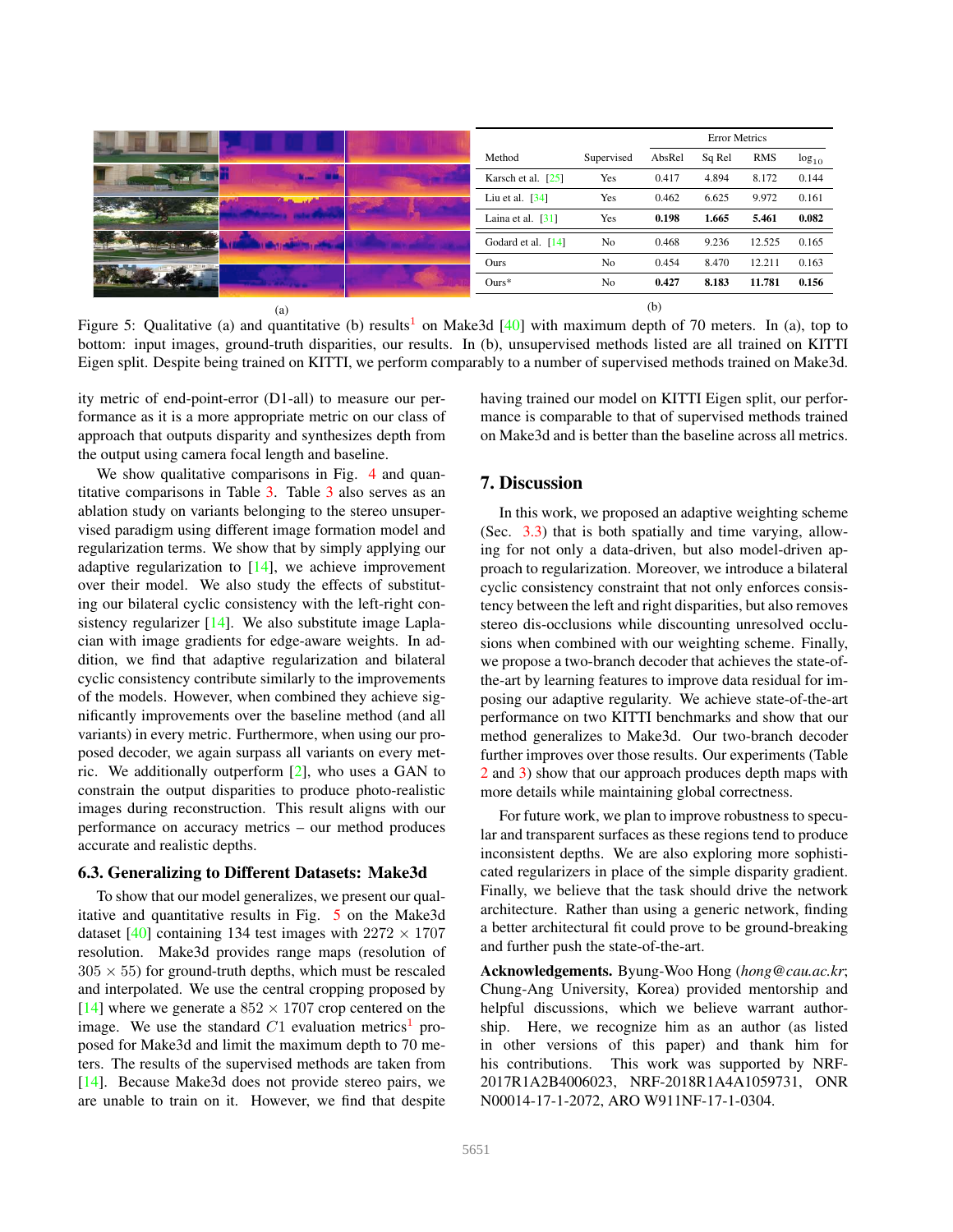| Method | Supervised | Error Metrics | | | |
|---|---|---|---|---|---|
| | | AbsRel | Sq Rel | RMS | $\log_{10}$ |
| Karsch et al. [25] | Yes | 0.417 | 4.894 | 8.172 | 0.144 |
| Liu et al. [34] | Yes | 0.462 | 6.625 | 9.972 | 0.161 |
| Laina et al. [31] | Yes | **0.198** | **1.665** | **5.461** | **0.082** |
| Godard et al. [14] | No | 0.468 | 9.236 | 12.525 | 0.165 |
| Ours | No | 0.454 | 8.470 | 12.211 | 0.163 |
| Ours* | No | **0.427** | **8.183** | **11.781** | **0.156** |

(a) (b)

Figure 5: Qualitative (a) and quantitative (b) results[1] on Make3d [40] with maximum depth of 70 meters. In (a), top to bottom: input images, ground-truth disparities, our results. In (b), unsupervised methods listed are all trained on KITTI Eigen split. Despite being trained on KITTI, we perform comparably to a number of supervised methods trained on Make3d.

ity metric of end-point-error (D1-all) to measure our performance as it is a more appropriate metric on our class of approach that outputs disparity and synthesizes depth from the output using camera focal length and baseline.

We show qualitative comparisons in Fig. 4 and quantitative comparisons in Table 3. Table 3 also serves as an ablation study on variants belonging to the stereo unsupervised paradigm using different image formation model and regularization terms. We show that by simply applying our adaptive regularization to [14], we achieve improvement over their model. We also study the effects of substituting our bilateral cyclic consistency with the left-right consistency regularizer [14]. We also substitute image Laplacian with image gradients for edge-aware weights. In addition, we find that adaptive regularization and bilateral cyclic consistency contribute similarly to the improvements of the models. However, when combined they achieve significantly improvements over the baseline method (and all variants) in every metric. Furthermore, when using our proposed decoder, we again surpass all variants on every metric. We additionally outperform [2], who uses a GAN to constrain the output disparities to produce photo-realistic images during reconstruction. This result aligns with our performance on accuracy metrics – our method produces accurate and realistic depths.

### 6.3. Generalizing to Different Datasets: Make3d

To show that our model generalizes, we present our qualitative and quantitative results in Fig. 5 on the Make3d dataset [40] containing 134 test images with $2272 \times 1707$ resolution. Make3d provides range maps (resolution of $305 \times 55$) for ground-truth depths, which must be rescaled and interpolated. We use the central cropping proposed by [14] where we generate a $852 \times 1707$ crop centered on the image. We use the standard $C1$ evaluation metrics[1] proposed for Make3d and limit the maximum depth to 70 meters. The results of the supervised methods are taken from [14]. Because Make3d does not provide stereo pairs, we are unable to train on it. However, we find that despite having trained our model on KITTI Eigen split, our performance is comparable to that of supervised methods trained on Make3d and is better than the baseline across all metrics.

## 7. Discussion

In this work, we proposed an adaptive weighting scheme (Sec. 3.3) that is both spatially and time varying, allowing for not only a data-driven, but also model-driven approach to regularization. Moreover, we introduce a bilateral cyclic consistency constraint that not only enforces consistency between the left and right disparities, but also removes stereo dis-occlusions while discounting unresolved occlusions when combined with our weighting scheme. Finally, we propose a two-branch decoder that achieves the state-of-the-art by learning features to improve data residual for imposing our adaptive regularity. We achieve state-of-the-art performance on two KITTI benchmarks and show that our method generalizes to Make3d. Our two-branch decoder further improves over those results. Our experiments (Table 2 and 3) show that our approach produces depth maps with more details while maintaining global correctness.

For future work, we plan to improve robustness to specular and transparent surfaces as these regions tend to produce inconsistent depths. We are also exploring more sophisticated regularizers in place of the simple disparity gradient. Finally, we believe that the task should drive the network architecture. Rather than using a generic network, finding a better architectural fit could prove to be ground-breaking and further push the state-of-the-art.

**Acknowledgements.** Byung-Woo Hong (*hong@cau.ac.kr*; Chung-Ang University, Korea) provided mentorship and helpful discussions, which we believe warrant authorship. Here, we recognize him as an author (as listed in other versions of this paper) and thank him for his contributions. This work was supported by NRF-2017R1A2B4006023, NRF-2018R1A4A1059731, ONR N00014-17-1-2072, ARO W911NF-17-1-0304.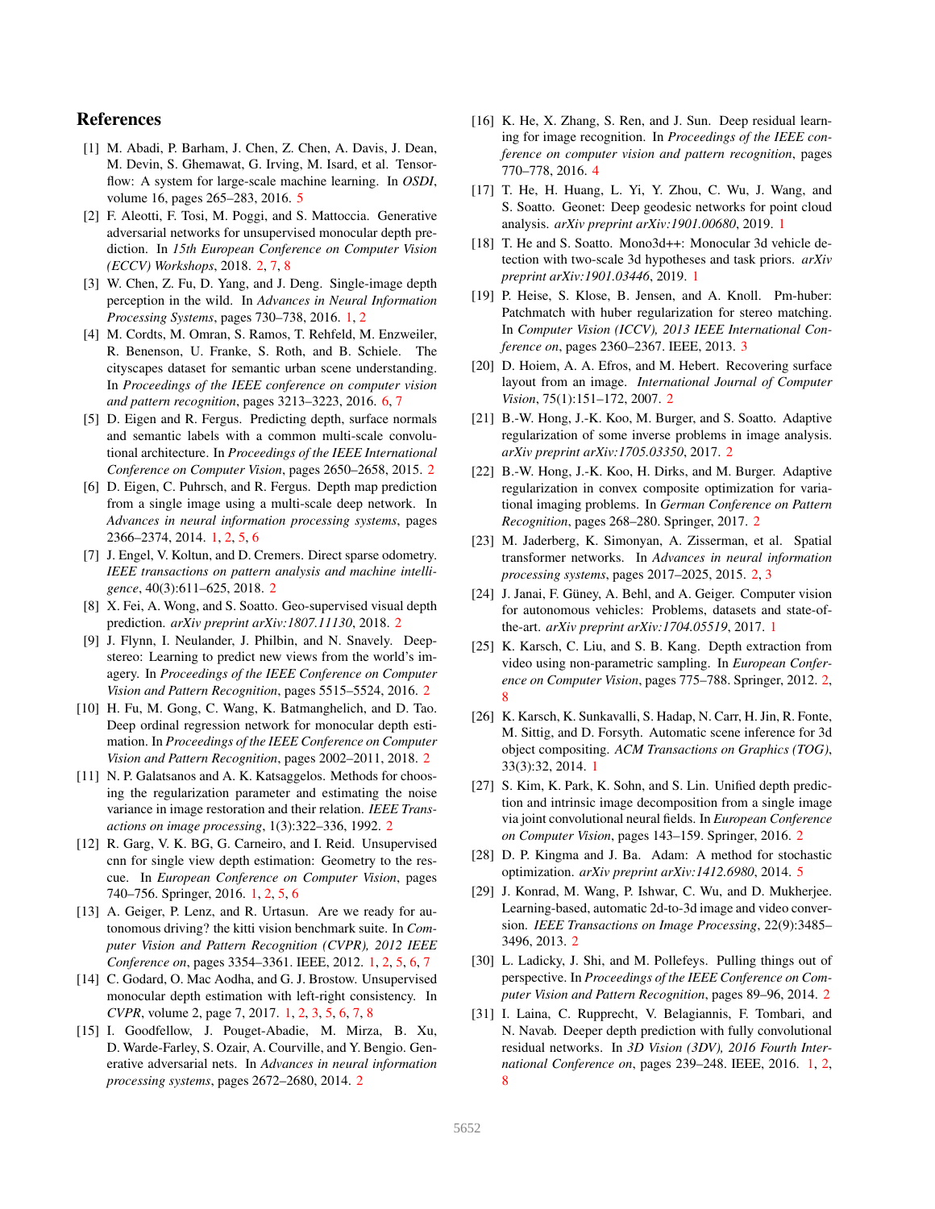# References

[1] M. Abadi, P. Barham, J. Chen, Z. Chen, A. Davis, J. Dean, M. Devin, S. Ghemawat, G. Irving, M. Isard, et al. Tensorflow: A system for large-scale machine learning. In *OSDI*, volume 16, pages 265–283, 2016. 5

[2] F. Aleotti, F. Tosi, M. Poggi, and S. Mattoccia. Generative adversarial networks for unsupervised monocular depth prediction. In *15th European Conference on Computer Vision (ECCV) Workshops*, 2018. 2, 7, 8

[3] W. Chen, Z. Fu, D. Yang, and J. Deng. Single-image depth perception in the wild. In *Advances in Neural Information Processing Systems*, pages 730–738, 2016. 1, 2

[4] M. Cordts, M. Omran, S. Ramos, T. Rehfeld, M. Enzweiler, R. Benenson, U. Franke, S. Roth, and B. Schiele. The cityscapes dataset for semantic urban scene understanding. In *Proceedings of the IEEE conference on computer vision and pattern recognition*, pages 3213–3223, 2016. 6, 7

[5] D. Eigen and R. Fergus. Predicting depth, surface normals and semantic labels with a common multi-scale convolutional architecture. In *Proceedings of the IEEE International Conference on Computer Vision*, pages 2650–2658, 2015. 2

[6] D. Eigen, C. Puhrsch, and R. Fergus. Depth map prediction from a single image using a multi-scale deep network. In *Advances in neural information processing systems*, pages 2366–2374, 2014. 1, 2, 5, 6

[7] J. Engel, V. Koltun, and D. Cremers. Direct sparse odometry. *IEEE transactions on pattern analysis and machine intelligence*, 40(3):611–625, 2018. 2

[8] X. Fei, A. Wong, and S. Soatto. Geo-supervised visual depth prediction. *arXiv preprint arXiv:1807.11130*, 2018. 2

[9] J. Flynn, I. Neulander, J. Philbin, and N. Snavely. Deepstereo: Learning to predict new views from the world's imagery. In *Proceedings of the IEEE Conference on Computer Vision and Pattern Recognition*, pages 5515–5524, 2016. 2

[10] H. Fu, M. Gong, C. Wang, K. Batmanghelich, and D. Tao. Deep ordinal regression network for monocular depth estimation. In *Proceedings of the IEEE Conference on Computer Vision and Pattern Recognition*, pages 2002–2011, 2018. 2

[11] N. P. Galatsanos and A. K. Katsaggelos. Methods for choosing the regularization parameter and estimating the noise variance in image restoration and their relation. *IEEE Transactions on image processing*, 1(3):322–336, 1992. 2

[12] R. Garg, V. K. BG, G. Carneiro, and I. Reid. Unsupervised cnn for single view depth estimation: Geometry to the rescue. In *European Conference on Computer Vision*, pages 740–756. Springer, 2016. 1, 2, 5, 6

[13] A. Geiger, P. Lenz, and R. Urtasun. Are we ready for autonomous driving? the kitti vision benchmark suite. In *Computer Vision and Pattern Recognition (CVPR), 2012 IEEE Conference on*, pages 3354–3361. IEEE, 2012. 1, 2, 5, 6, 7

[14] C. Godard, O. Mac Aodha, and G. J. Brostow. Unsupervised monocular depth estimation with left-right consistency. In *CVPR*, volume 2, page 7, 2017. 1, 2, 3, 5, 6, 7, 8

[15] I. Goodfellow, J. Pouget-Abadie, M. Mirza, B. Xu, D. Warde-Farley, S. Ozair, A. Courville, and Y. Bengio. Generative adversarial nets. In *Advances in neural information processing systems*, pages 2672–2680, 2014. 2

[16] K. He, X. Zhang, S. Ren, and J. Sun. Deep residual learning for image recognition. In *Proceedings of the IEEE conference on computer vision and pattern recognition*, pages 770–778, 2016. 4

[17] T. He, H. Huang, L. Yi, Y. Zhou, C. Wu, J. Wang, and S. Soatto. Geonet: Deep geodesic networks for point cloud analysis. *arXiv preprint arXiv:1901.00680*, 2019. 1

[18] T. He and S. Soatto. Mono3d++: Monocular 3d vehicle detection with two-scale 3d hypotheses and task priors. *arXiv preprint arXiv:1901.03446*, 2019. 1

[19] P. Heise, S. Klose, B. Jensen, and A. Knoll. Pm-huber: Patchmatch with huber regularization for stereo matching. In *Computer Vision (ICCV), 2013 IEEE International Conference on*, pages 2360–2367. IEEE, 2013. 3

[20] D. Hoiem, A. A. Efros, and M. Hebert. Recovering surface layout from an image. *International Journal of Computer Vision*, 75(1):151–172, 2007. 2

[21] B.-W. Hong, J.-K. Koo, M. Burger, and S. Soatto. Adaptive regularization of some inverse problems in image analysis. *arXiv preprint arXiv:1705.03350*, 2017. 2

[22] B.-W. Hong, J.-K. Koo, H. Dirks, and M. Burger. Adaptive regularization in convex composite optimization for variational imaging problems. In *German Conference on Pattern Recognition*, pages 268–280. Springer, 2017. 2

[23] M. Jaderberg, K. Simonyan, A. Zisserman, et al. Spatial transformer networks. In *Advances in neural information processing systems*, pages 2017–2025, 2015. 2, 3

[24] J. Janai, F. Güney, A. Behl, and A. Geiger. Computer vision for autonomous vehicles: Problems, datasets and state-of-the-art. *arXiv preprint arXiv:1704.05519*, 2017. 1

[25] K. Karsch, C. Liu, and S. B. Kang. Depth extraction from video using non-parametric sampling. In *European Conference on Computer Vision*, pages 775–788. Springer, 2012. 2, 8

[26] K. Karsch, K. Sunkavalli, S. Hadap, N. Carr, H. Jin, R. Fonte, M. Sittig, and D. Forsyth. Automatic scene inference for 3d object compositing. *ACM Transactions on Graphics (TOG)*, 33(3):32, 2014. 1

[27] S. Kim, K. Park, K. Sohn, and S. Lin. Unified depth prediction and intrinsic image decomposition from a single image via joint convolutional neural fields. In *European Conference on Computer Vision*, pages 143–159. Springer, 2016. 2

[28] D. P. Kingma and J. Ba. Adam: A method for stochastic optimization. *arXiv preprint arXiv:1412.6980*, 2014. 5

[29] J. Konrad, M. Wang, P. Ishwar, C. Wu, and D. Mukherjee. Learning-based, automatic 2d-to-3d image and video conversion. *IEEE Transactions on Image Processing*, 22(9):3485–3496, 2013. 2

[30] L. Ladicky, J. Shi, and M. Pollefeys. Pulling things out of perspective. In *Proceedings of the IEEE Conference on Computer Vision and Pattern Recognition*, pages 89–96, 2014. 2

[31] I. Laina, C. Rupprecht, V. Belagiannis, F. Tombari, and N. Navab. Deeper depth prediction with fully convolutional residual networks. In *3D Vision (3DV), 2016 Fourth International Conference on*, pages 239–248. IEEE, 2016. 1, 2, 8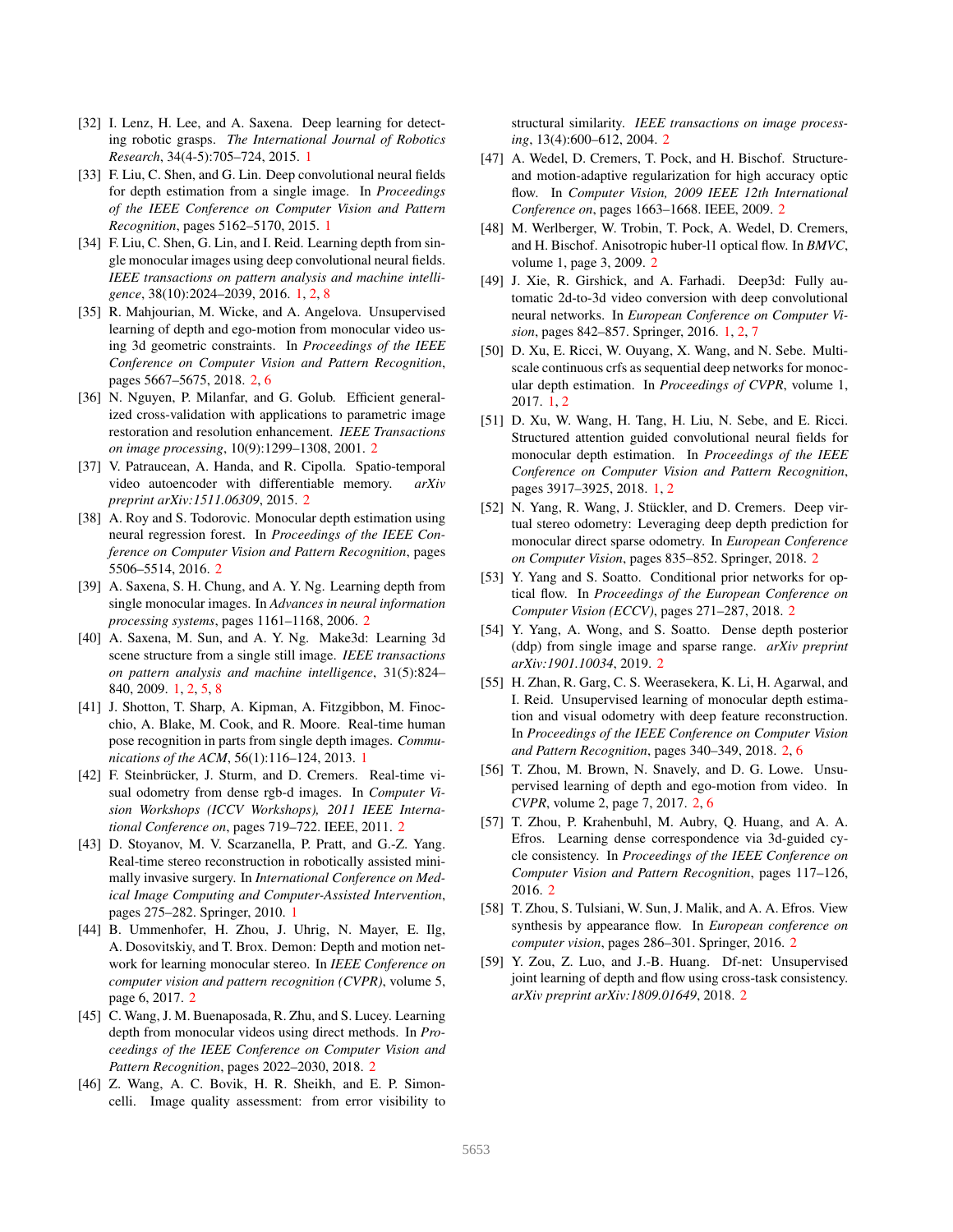[32] I. Lenz, H. Lee, and A. Saxena. Deep learning for detecting robotic grasps. *The International Journal of Robotics Research*, 34(4-5):705–724, 2015. 1

[33] F. Liu, C. Shen, and G. Lin. Deep convolutional neural fields for depth estimation from a single image. In *Proceedings of the IEEE Conference on Computer Vision and Pattern Recognition*, pages 5162–5170, 2015. 1

[34] F. Liu, C. Shen, G. Lin, and I. Reid. Learning depth from single monocular images using deep convolutional neural fields. *IEEE transactions on pattern analysis and machine intelligence*, 38(10):2024–2039, 2016. 1, 2, 8

[35] R. Mahjourian, M. Wicke, and A. Angelova. Unsupervised learning of depth and ego-motion from monocular video using 3d geometric constraints. In *Proceedings of the IEEE Conference on Computer Vision and Pattern Recognition*, pages 5667–5675, 2018. 2, 6

[36] N. Nguyen, P. Milanfar, and G. Golub. Efficient generalized cross-validation with applications to parametric image restoration and resolution enhancement. *IEEE Transactions on image processing*, 10(9):1299–1308, 2001. 2

[37] V. Patraucean, A. Handa, and R. Cipolla. Spatio-temporal video autoencoder with differentiable memory. *arXiv preprint arXiv:1511.06309*, 2015. 2

[38] A. Roy and S. Todorovic. Monocular depth estimation using neural regression forest. In *Proceedings of the IEEE Conference on Computer Vision and Pattern Recognition*, pages 5506–5514, 2016. 2

[39] A. Saxena, S. H. Chung, and A. Y. Ng. Learning depth from single monocular images. In *Advances in neural information processing systems*, pages 1161–1168, 2006. 2

[40] A. Saxena, M. Sun, and A. Y. Ng. Make3d: Learning 3d scene structure from a single still image. *IEEE transactions on pattern analysis and machine intelligence*, 31(5):824–840, 2009. 1, 2, 5, 8

[41] J. Shotton, T. Sharp, A. Kipman, A. Fitzgibbon, M. Finocchio, A. Blake, M. Cook, and R. Moore. Real-time human pose recognition in parts from single depth images. *Communications of the ACM*, 56(1):116–124, 2013. 1

[42] F. Steinbrücker, J. Sturm, and D. Cremers. Real-time visual odometry from dense rgb-d images. In *Computer Vision Workshops (ICCV Workshops), 2011 IEEE International Conference on*, pages 719–722. IEEE, 2011. 2

[43] D. Stoyanov, M. V. Scarzanella, P. Pratt, and G.-Z. Yang. Real-time stereo reconstruction in robotically assisted minimally invasive surgery. In *International Conference on Medical Image Computing and Computer-Assisted Intervention*, pages 275–282. Springer, 2010. 1

[44] B. Ummenhofer, H. Zhou, J. Uhrig, N. Mayer, E. Ilg, A. Dosovitskiy, and T. Brox. Demon: Depth and motion network for learning monocular stereo. In *IEEE Conference on computer vision and pattern recognition (CVPR)*, volume 5, page 6, 2017. 2

[45] C. Wang, J. M. Buenaposada, R. Zhu, and S. Lucey. Learning depth from monocular videos using direct methods. In *Proceedings of the IEEE Conference on Computer Vision and Pattern Recognition*, pages 2022–2030, 2018. 2

[46] Z. Wang, A. C. Bovik, H. R. Sheikh, and E. P. Simoncelli. Image quality assessment: from error visibility to structural similarity. *IEEE transactions on image processing*, 13(4):600–612, 2004. 2

[47] A. Wedel, D. Cremers, T. Pock, and H. Bischof. Structure- and motion-adaptive regularization for high accuracy optic flow. In *Computer Vision, 2009 IEEE 12th International Conference on*, pages 1663–1668. IEEE, 2009. 2

[48] M. Werlberger, W. Trobin, T. Pock, A. Wedel, D. Cremers, and H. Bischof. Anisotropic huber-l1 optical flow. In *BMVC*, volume 1, page 3, 2009. 2

[49] J. Xie, R. Girshick, and A. Farhadi. Deep3d: Fully automatic 2d-to-3d video conversion with deep convolutional neural networks. In *European Conference on Computer Vision*, pages 842–857. Springer, 2016. 1, 2, 7

[50] D. Xu, E. Ricci, W. Ouyang, X. Wang, and N. Sebe. Multi-scale continuous crfs as sequential deep networks for monocular depth estimation. In *Proceedings of CVPR*, volume 1, 2017. 1, 2

[51] D. Xu, W. Wang, H. Tang, H. Liu, N. Sebe, and E. Ricci. Structured attention guided convolutional neural fields for monocular depth estimation. In *Proceedings of the IEEE Conference on Computer Vision and Pattern Recognition*, pages 3917–3925, 2018. 1, 2

[52] N. Yang, R. Wang, J. Stückler, and D. Cremers. Deep virtual stereo odometry: Leveraging deep depth prediction for monocular direct sparse odometry. In *European Conference on Computer Vision*, pages 835–852. Springer, 2018. 2

[53] Y. Yang and S. Soatto. Conditional prior networks for optical flow. In *Proceedings of the European Conference on Computer Vision (ECCV)*, pages 271–287, 2018. 2

[54] Y. Yang, A. Wong, and S. Soatto. Dense depth posterior (ddp) from single image and sparse range. *arXiv preprint arXiv:1901.10034*, 2019. 2

[55] H. Zhan, R. Garg, C. S. Weerasekera, K. Li, H. Agarwal, and I. Reid. Unsupervised learning of monocular depth estimation and visual odometry with deep feature reconstruction. In *Proceedings of the IEEE Conference on Computer Vision and Pattern Recognition*, pages 340–349, 2018. 2, 6

[56] T. Zhou, M. Brown, N. Snavely, and D. G. Lowe. Unsupervised learning of depth and ego-motion from video. In *CVPR*, volume 2, page 7, 2017. 2, 6

[57] T. Zhou, P. Krahenbuhl, M. Aubry, Q. Huang, and A. A. Efros. Learning dense correspondence via 3d-guided cycle consistency. In *Proceedings of the IEEE Conference on Computer Vision and Pattern Recognition*, pages 117–126, 2016. 2

[58] T. Zhou, S. Tulsiani, W. Sun, J. Malik, and A. A. Efros. View synthesis by appearance flow. In *European conference on computer vision*, pages 286–301. Springer, 2016. 2

[59] Y. Zou, Z. Luo, and J.-B. Huang. Df-net: Unsupervised joint learning of depth and flow using cross-task consistency. *arXiv preprint arXiv:1809.01649*, 2018. 2